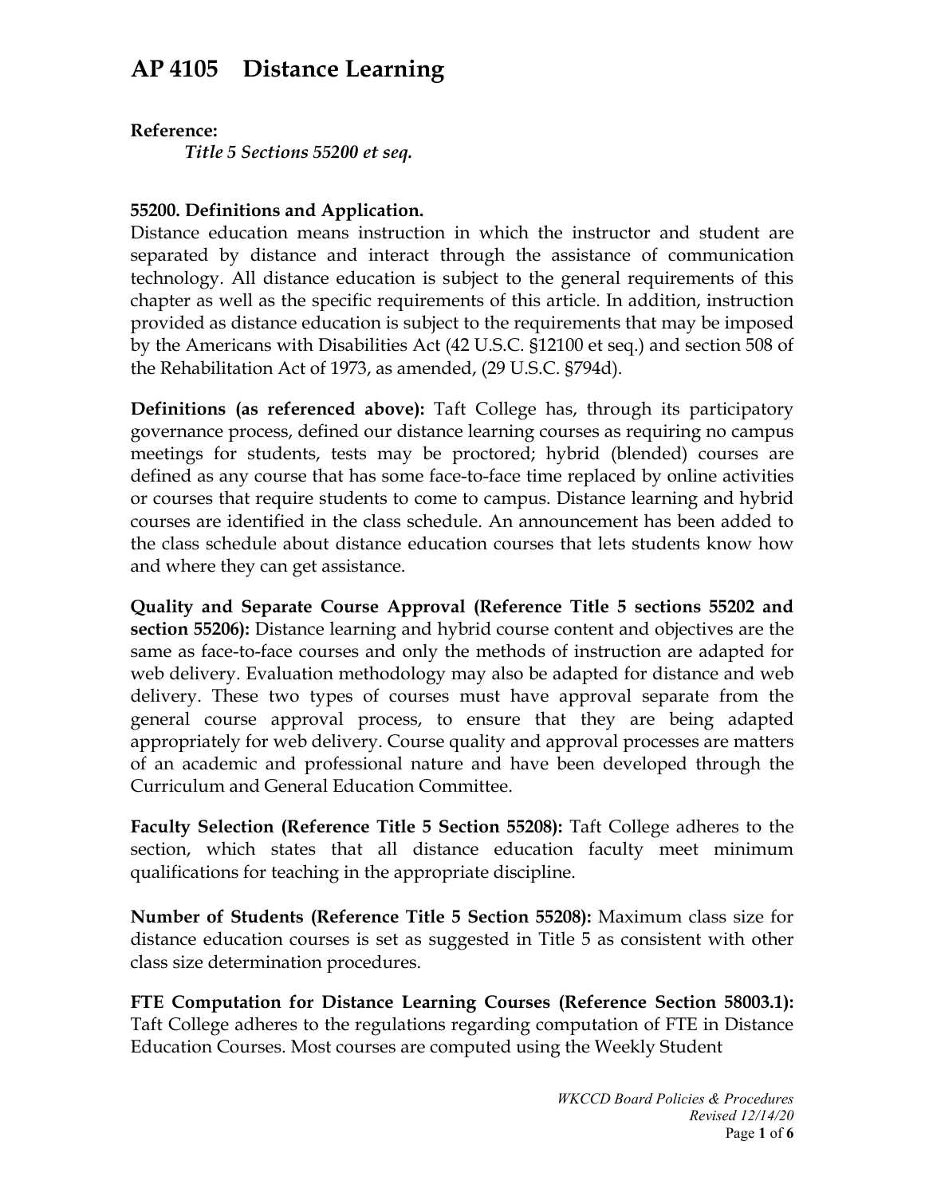# AP 4105 Distance Learning

**Reference:**

*Title 5 Sections 55200 et seq.*

**55200. Definitions and Application.**

Distance education means instruction in which the instructor and student are separated by distance and interact through the assistance of communication technology. All distance education is subject to the general requirements of this chapter as well as the specific requirements of this article. In addition, instruction provided as distance education is subject to the requirements that may be imposed by the Americans with Disabilities Act (42 U.S.C. §12100 et seq.) and section 508 of the Rehabilitation Act of 1973, as amended, (29 U.S.C. §794d).

**Definitions (as referenced above):** Taft College has, through its participatory governance process, defined our distance learning courses as requiring no campus meetings for students, tests may be proctored; hybrid (blended) courses are defined as any course that has some face-to-face time replaced by online activities or courses that require students to come to campus. Distance learning and hybrid courses are identified in the class schedule. An announcement has been added to the class schedule about distance education courses that lets students know how and where they can get assistance.

**Quality and Separate Course Approval (Reference Title 5 sections 55202 and section 55206):** Distance learning and hybrid course content and objectives are the same as face-to-face courses and only the methods of instruction are adapted for web delivery. Evaluation methodology may also be adapted for distance and web delivery. These two types of courses must have approval separate from the general course approval process, to ensure that they are being adapted appropriately for web delivery. Course quality and approval processes are matters of an academic and professional nature and have been developed through the Curriculum and General Education Committee.

**Faculty Selection (Reference Title 5 Section 55208):** Taft College adheres to the section, which states that all distance education faculty meet minimum qualifications for teaching in the appropriate discipline.

**Number of Students (Reference Title 5 Section 55208):** Maximum class size for distance education courses is set as suggested in Title 5 as consistent with other class size determination procedures.

**FTE Computation for Distance Learning Courses (Reference Section 58003.1):** Taft College adheres to the regulations regarding computation of FTE in Distance Education Courses. Most courses are computed using the Weekly Student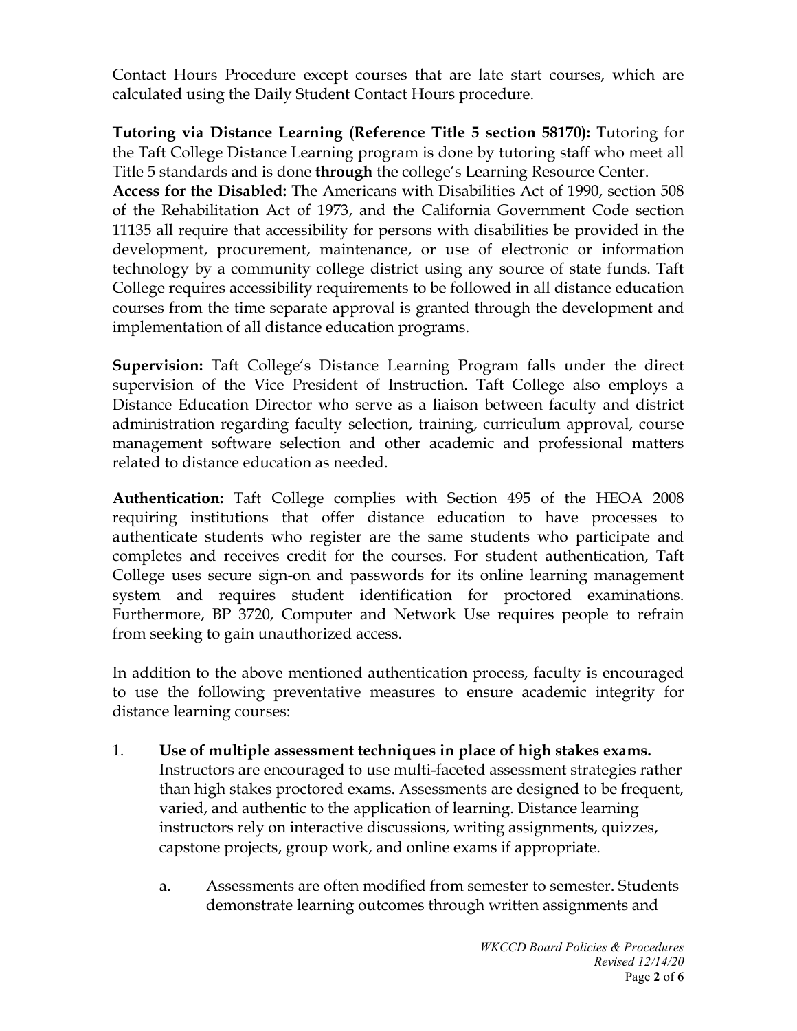Contact Hours Procedure except courses that are late start courses, which are calculated using the Daily Student Contact Hours procedure.

**Tutoring via Distance Learning (Reference Title 5 section 58170):** Tutoring for the Taft College Distance Learning program is done by tutoring staff who meet all Title 5 standards and is done **through** the college's Learning Resource Center.

**Access for the Disabled:** The Americans with Disabilities Act of 1990, section 508 of the Rehabilitation Act of 1973, and the California Government Code section 11135 all require that accessibility for persons with disabilities be provided in the development, procurement, maintenance, or use of electronic or information technology by a community college district using any source of state funds. Taft College requires accessibility requirements to be followed in all distance education courses from the time separate approval is granted through the development and implementation of all distance education programs.

**Supervision:** Taft College's Distance Learning Program falls under the direct supervision of the Vice President of Instruction. Taft College also employs a Distance Education Director who serve as a liaison between faculty and district administration regarding faculty selection, training, curriculum approval, course management software selection and other academic and professional matters related to distance education as needed.

**Authentication:** Taft College complies with Section 495 of the HEOA 2008 requiring institutions that offer distance education to have processes to authenticate students who register are the same students who participate and completes and receives credit for the courses. For student authentication, Taft College uses secure sign-on and passwords for its online learning management system and requires student identification for proctored examinations. Furthermore, BP 3720, Computer and Network Use requires people to refrain from seeking to gain unauthorized access.

In addition to the above mentioned authentication process, faculty is encouraged to use the following preventative measures to ensure academic integrity for distance learning courses:

1. **Use of multiple assessment techniques in place of high stakes exams.** Instructors are encouraged to use multi-faceted assessment strategies rather than high stakes proctored exams. Assessments are designed to be frequent, varied, and authentic to the application of learning. Distance learning instructors rely on interactive discussions, writing assignments, quizzes, capstone projects, group work, and online exams if appropriate.

    a. Assessments are often modified from semester to semester. Students demonstrate learning outcomes through written assignments and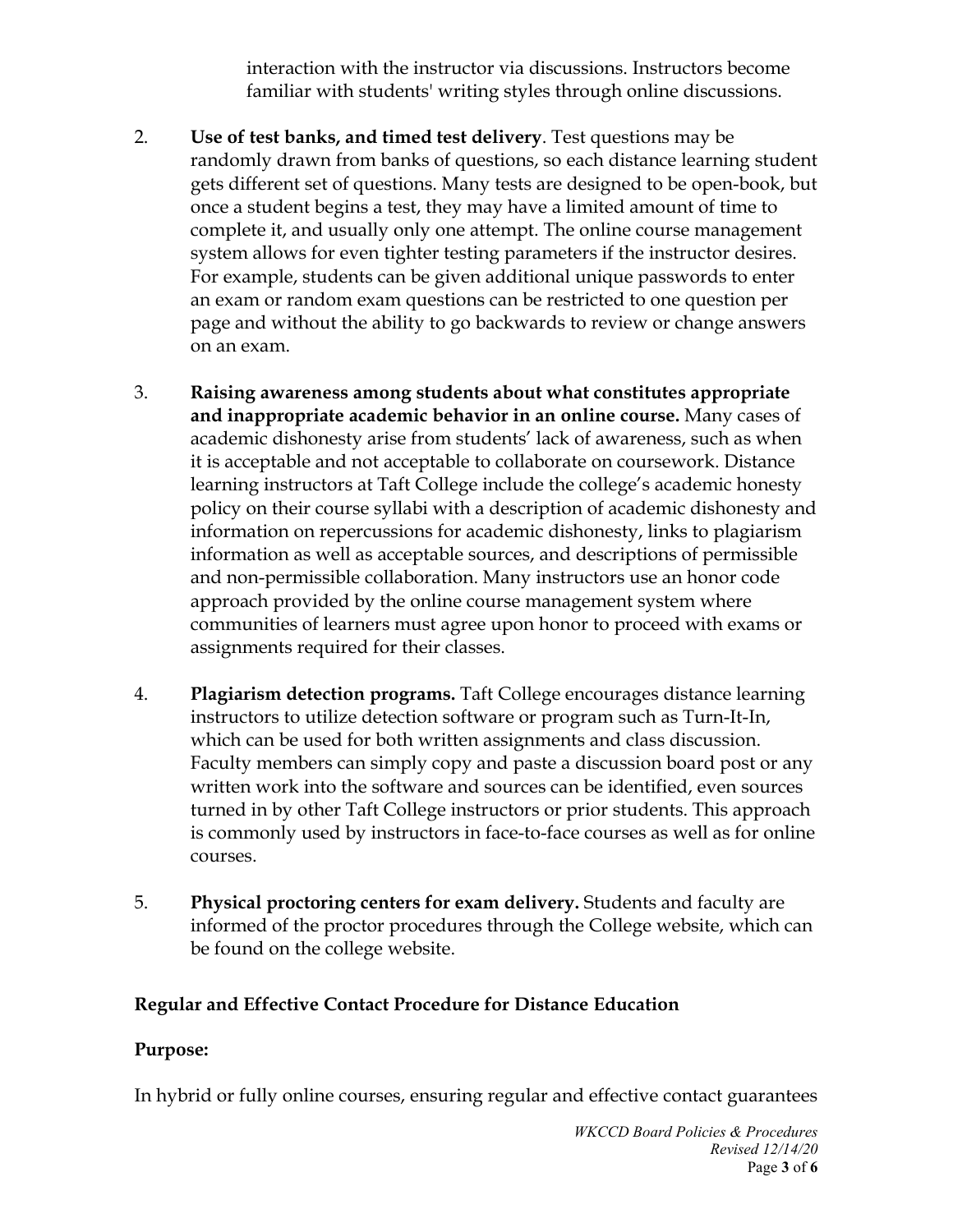interaction with the instructor via discussions. Instructors become familiar with students' writing styles through online discussions.

2. **Use of test banks, and timed test delivery**. Test questions may be randomly drawn from banks of questions, so each distance learning student gets different set of questions. Many tests are designed to be open-book, but once a student begins a test, they may have a limited amount of time to complete it, and usually only one attempt. The online course management system allows for even tighter testing parameters if the instructor desires. For example, students can be given additional unique passwords to enter an exam or random exam questions can be restricted to one question per page and without the ability to go backwards to review or change answers on an exam.

3. **Raising awareness among students about what constitutes appropriate and inappropriate academic behavior in an online course.** Many cases of academic dishonesty arise from students' lack of awareness, such as when it is acceptable and not acceptable to collaborate on coursework. Distance learning instructors at Taft College include the college's academic honesty policy on their course syllabi with a description of academic dishonesty and information on repercussions for academic dishonesty, links to plagiarism information as well as acceptable sources, and descriptions of permissible and non-permissible collaboration. Many instructors use an honor code approach provided by the online course management system where communities of learners must agree upon honor to proceed with exams or assignments required for their classes.

4. **Plagiarism detection programs.** Taft College encourages distance learning instructors to utilize detection software or program such as Turn-It-In, which can be used for both written assignments and class discussion. Faculty members can simply copy and paste a discussion board post or any written work into the software and sources can be identified, even sources turned in by other Taft College instructors or prior students. This approach is commonly used by instructors in face-to-face courses as well as for online courses.

5. **Physical proctoring centers for exam delivery.** Students and faculty are informed of the proctor procedures through the College website, which can be found on the college website.

## Regular and Effective Contact Procedure for Distance Education

**Purpose:**

In hybrid or fully online courses, ensuring regular and effective contact guarantees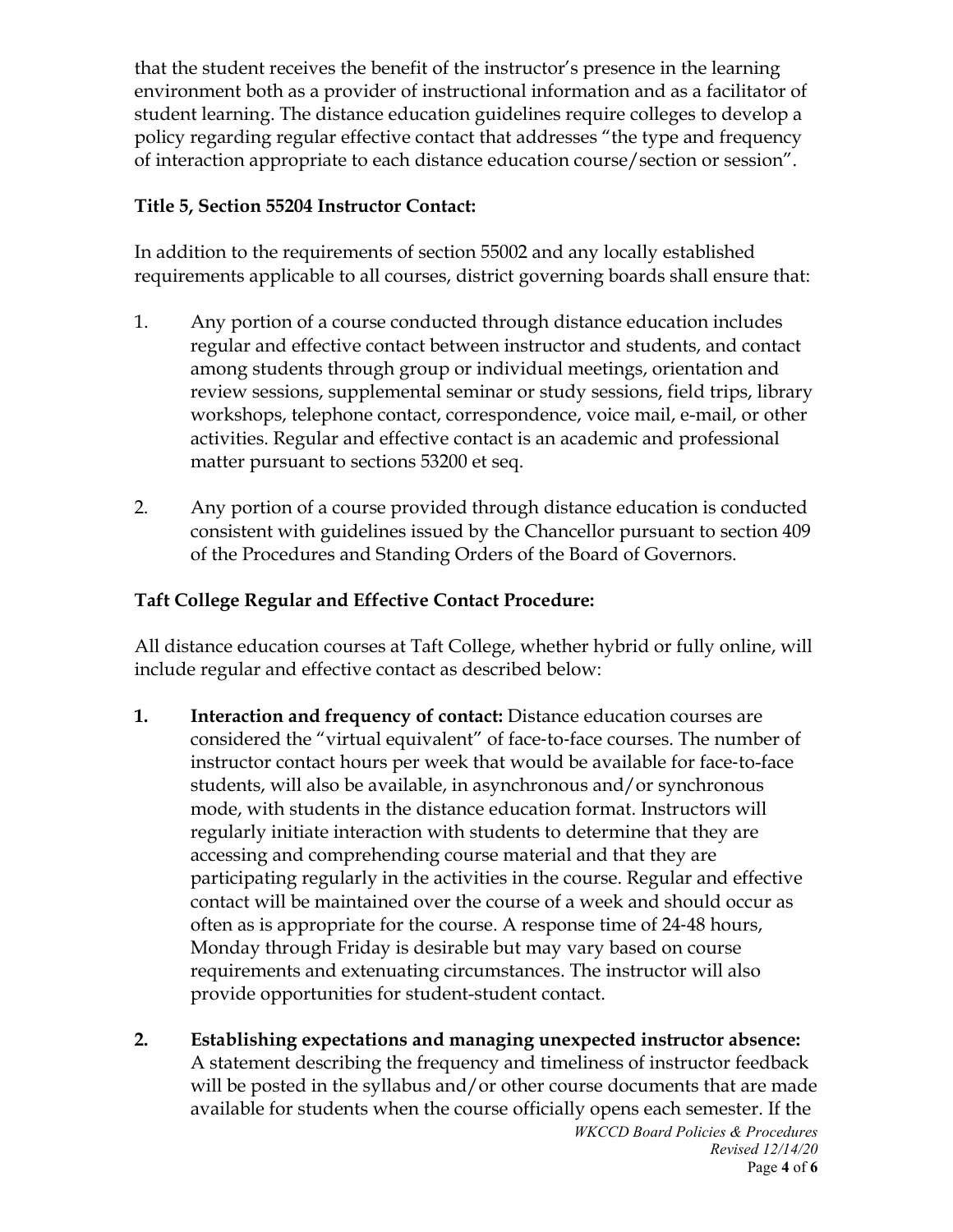that the student receives the benefit of the instructor's presence in the learning environment both as a provider of instructional information and as a facilitator of student learning. The distance education guidelines require colleges to develop a policy regarding regular effective contact that addresses "the type and frequency of interaction appropriate to each distance education course/section or session".

**Title 5, Section 55204 Instructor Contact:**

In addition to the requirements of section 55002 and any locally established requirements applicable to all courses, district governing boards shall ensure that:

1. Any portion of a course conducted through distance education includes regular and effective contact between instructor and students, and contact among students through group or individual meetings, orientation and review sessions, supplemental seminar or study sessions, field trips, library workshops, telephone contact, correspondence, voice mail, e-mail, or other activities. Regular and effective contact is an academic and professional matter pursuant to sections 53200 et seq.

2. Any portion of a course provided through distance education is conducted consistent with guidelines issued by the Chancellor pursuant to section 409 of the Procedures and Standing Orders of the Board of Governors.

**Taft College Regular and Effective Contact Procedure:**

All distance education courses at Taft College, whether hybrid or fully online, will include regular and effective contact as described below:

1. **Interaction and frequency of contact:** Distance education courses are considered the "virtual equivalent" of face-to-face courses. The number of instructor contact hours per week that would be available for face-to-face students, will also be available, in asynchronous and/or synchronous mode, with students in the distance education format. Instructors will regularly initiate interaction with students to determine that they are accessing and comprehending course material and that they are participating regularly in the activities in the course. Regular and effective contact will be maintained over the course of a week and should occur as often as is appropriate for the course. A response time of 24-48 hours, Monday through Friday is desirable but may vary based on course requirements and extenuating circumstances. The instructor will also provide opportunities for student-student contact.

2. **Establishing expectations and managing unexpected instructor absence:** A statement describing the frequency and timeliness of instructor feedback will be posted in the syllabus and/or other course documents that are made available for students when the course officially opens each semester. If the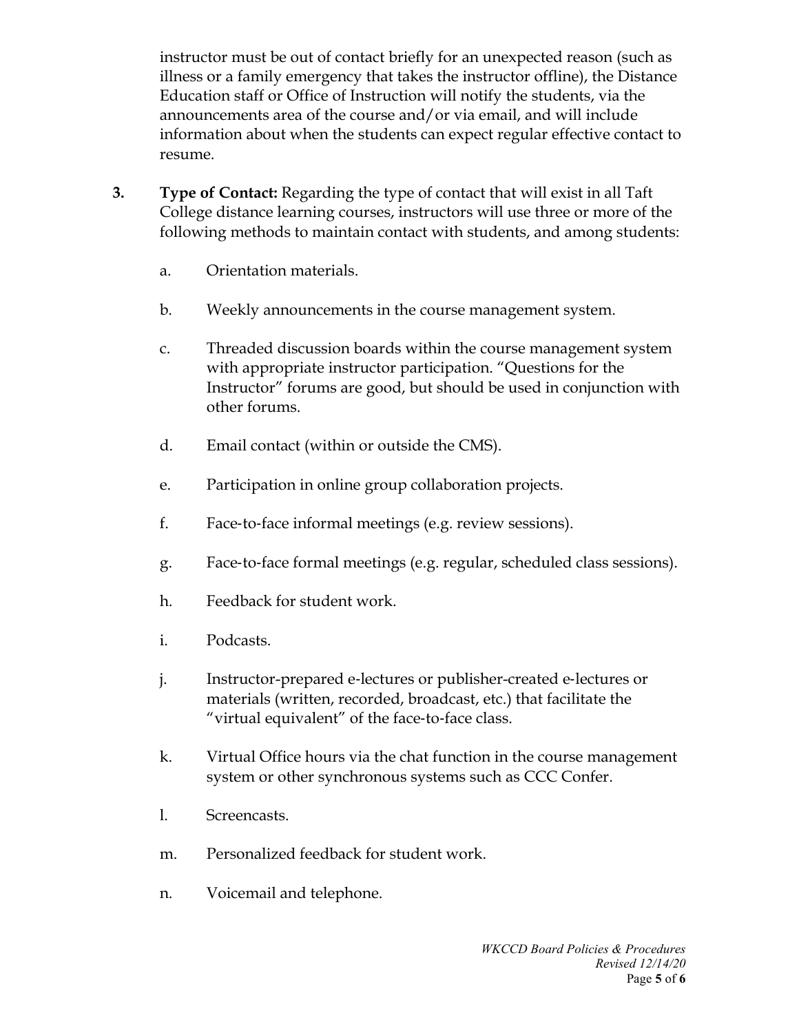instructor must be out of contact briefly for an unexpected reason (such as illness or a family emergency that takes the instructor offline), the Distance Education staff or Office of Instruction will notify the students, via the announcements area of the course and/or via email, and will include information about when the students can expect regular effective contact to resume.

3. **Type of Contact:** Regarding the type of contact that will exist in all Taft College distance learning courses, instructors will use three or more of the following methods to maintain contact with students, and among students:

   a. Orientation materials.

   b. Weekly announcements in the course management system.

   c. Threaded discussion boards within the course management system with appropriate instructor participation. "Questions for the Instructor" forums are good, but should be used in conjunction with other forums.

   d. Email contact (within or outside the CMS).

   e. Participation in online group collaboration projects.

   f. Face-to-face informal meetings (e.g. review sessions).

   g. Face-to-face formal meetings (e.g. regular, scheduled class sessions).

   h. Feedback for student work.

   i. Podcasts.

   j. Instructor-prepared e-lectures or publisher-created e-lectures or materials (written, recorded, broadcast, etc.) that facilitate the "virtual equivalent" of the face-to-face class.

   k. Virtual Office hours via the chat function in the course management system or other synchronous systems such as CCC Confer.

   l. Screencasts.

   m. Personalized feedback for student work.

   n. Voicemail and telephone.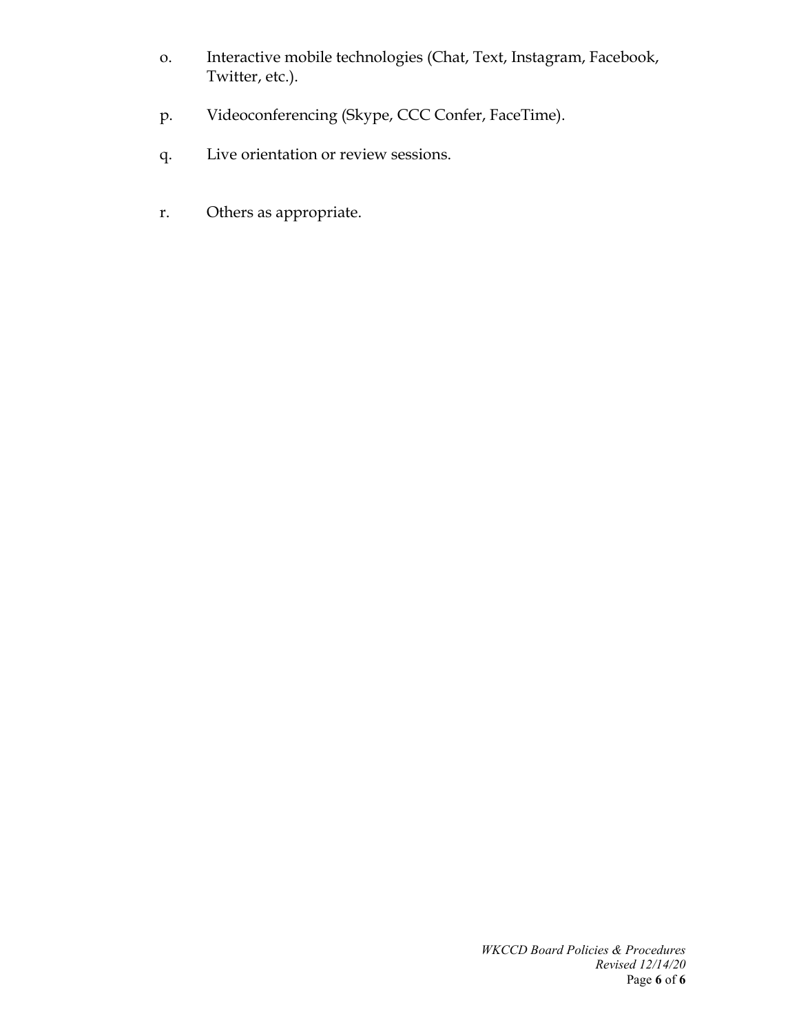o. Interactive mobile technologies (Chat, Text, Instagram, Facebook, Twitter, etc.).

p. Videoconferencing (Skype, CCC Confer, FaceTime).

q. Live orientation or review sessions.

r. Others as appropriate.